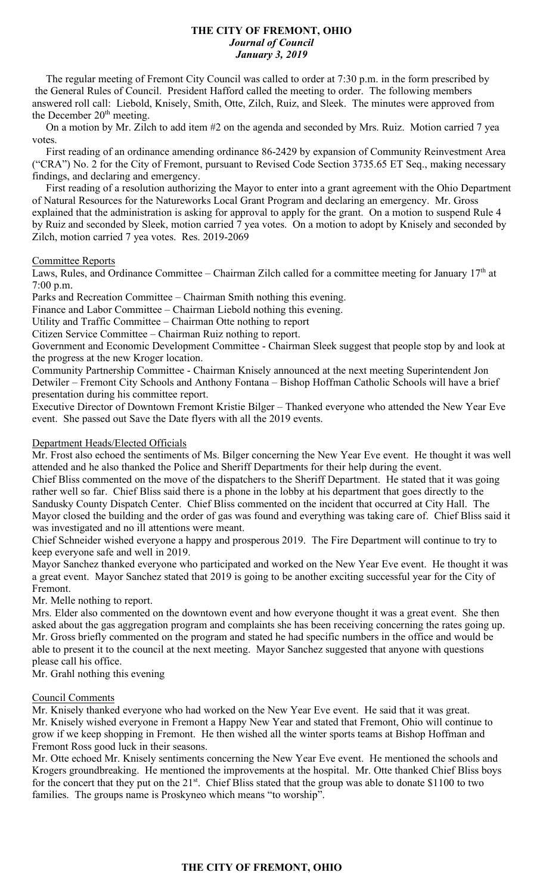# THE CITY OF FREMONT, OHIO

***Journal of Council***

***January 3, 2019***

The regular meeting of Fremont City Council was called to order at 7:30 p.m. in the form prescribed by the General Rules of Council. President Hafford called the meeting to order. The following members answered roll call: Liebold, Knisely, Smith, Otte, Zilch, Ruiz, and Sleek. The minutes were approved from the December 20th meeting.

On a motion by Mr. Zilch to add item #2 on the agenda and seconded by Mrs. Ruiz. Motion carried 7 yea votes.

First reading of an ordinance amending ordinance 86-2429 by expansion of Community Reinvestment Area ("CRA") No. 2 for the City of Fremont, pursuant to Revised Code Section 3735.65 ET Seq., making necessary findings, and declaring and emergency.

First reading of a resolution authorizing the Mayor to enter into a grant agreement with the Ohio Department of Natural Resources for the Natureworks Local Grant Program and declaring an emergency. Mr. Gross explained that the administration is asking for approval to apply for the grant. On a motion to suspend Rule 4 by Ruiz and seconded by Sleek, motion carried 7 yea votes. On a motion to adopt by Knisely and seconded by Zilch, motion carried 7 yea votes. Res. 2019-2069

Committee Reports

Laws, Rules, and Ordinance Committee – Chairman Zilch called for a committee meeting for January 17th at 7:00 p.m.

Parks and Recreation Committee – Chairman Smith nothing this evening.

Finance and Labor Committee – Chairman Liebold nothing this evening.

Utility and Traffic Committee – Chairman Otte nothing to report

Citizen Service Committee – Chairman Ruiz nothing to report.

Government and Economic Development Committee - Chairman Sleek suggest that people stop by and look at the progress at the new Kroger location.

Community Partnership Committee - Chairman Knisely announced at the next meeting Superintendent Jon Detwiler – Fremont City Schools and Anthony Fontana – Bishop Hoffman Catholic Schools will have a brief presentation during his committee report.

Executive Director of Downtown Fremont Kristie Bilger – Thanked everyone who attended the New Year Eve event. She passed out Save the Date flyers with all the 2019 events.

Department Heads/Elected Officials

Mr. Frost also echoed the sentiments of Ms. Bilger concerning the New Year Eve event. He thought it was well attended and he also thanked the Police and Sheriff Departments for their help during the event.

Chief Bliss commented on the move of the dispatchers to the Sheriff Department. He stated that it was going rather well so far. Chief Bliss said there is a phone in the lobby at his department that goes directly to the Sandusky County Dispatch Center. Chief Bliss commented on the incident that occurred at City Hall. The Mayor closed the building and the order of gas was found and everything was taking care of. Chief Bliss said it was investigated and no ill attentions were meant.

Chief Schneider wished everyone a happy and prosperous 2019. The Fire Department will continue to try to keep everyone safe and well in 2019.

Mayor Sanchez thanked everyone who participated and worked on the New Year Eve event. He thought it was a great event. Mayor Sanchez stated that 2019 is going to be another exciting successful year for the City of Fremont.

Mr. Melle nothing to report.

Mrs. Elder also commented on the downtown event and how everyone thought it was a great event. She then asked about the gas aggregation program and complaints she has been receiving concerning the rates going up. Mr. Gross briefly commented on the program and stated he had specific numbers in the office and would be able to present it to the council at the next meeting. Mayor Sanchez suggested that anyone with questions please call his office.

Mr. Grahl nothing this evening

Council Comments

Mr. Knisely thanked everyone who had worked on the New Year Eve event. He said that it was great. Mr. Knisely wished everyone in Fremont a Happy New Year and stated that Fremont, Ohio will continue to grow if we keep shopping in Fremont. He then wished all the winter sports teams at Bishop Hoffman and Fremont Ross good luck in their seasons.

Mr. Otte echoed Mr. Knisely sentiments concerning the New Year Eve event. He mentioned the schools and Krogers groundbreaking. He mentioned the improvements at the hospital. Mr. Otte thanked Chief Bliss boys for the concert that they put on the 21st. Chief Bliss stated that the group was able to donate $1100 to two families. The groups name is Proskyneo which means "to worship".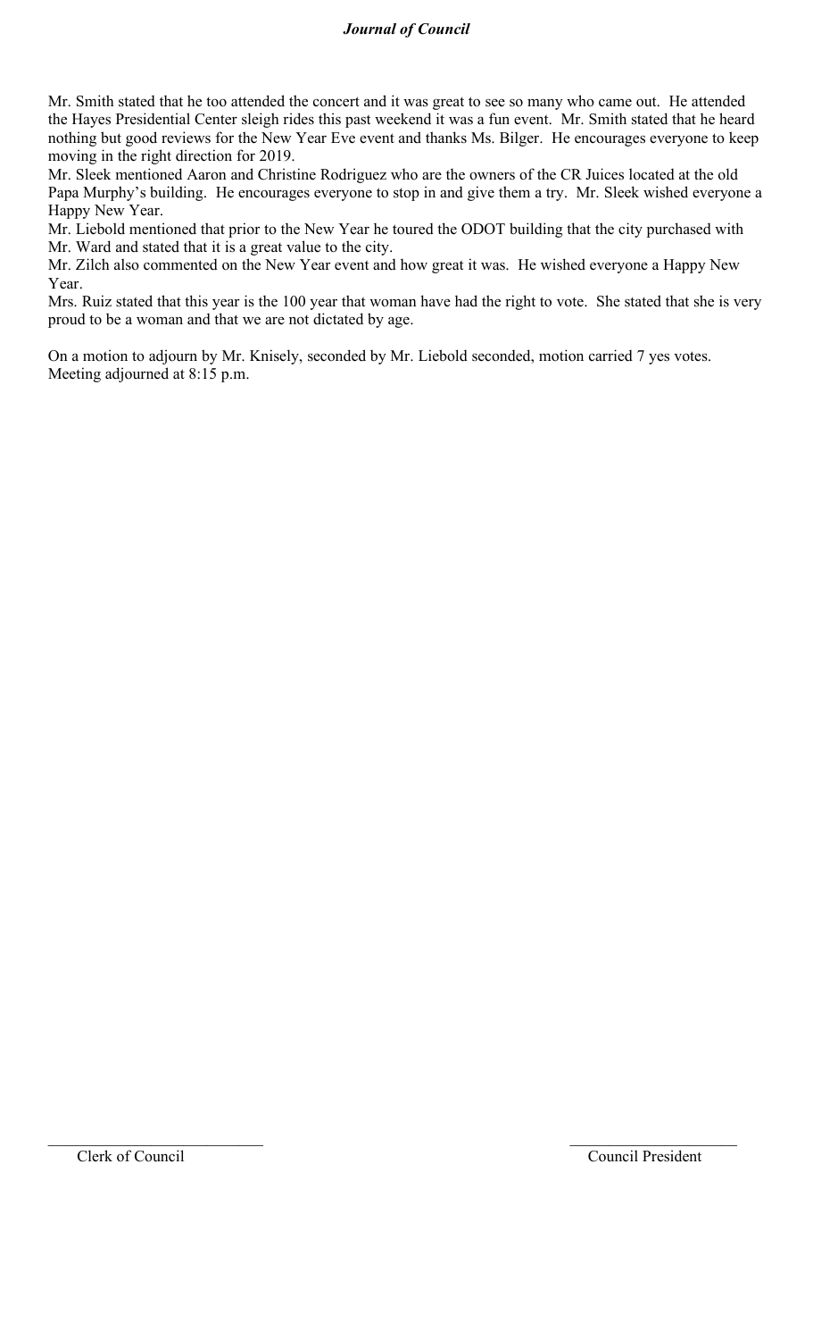Mr. Smith stated that he too attended the concert and it was great to see so many who came out. He attended the Hayes Presidential Center sleigh rides this past weekend it was a fun event. Mr. Smith stated that he heard nothing but good reviews for the New Year Eve event and thanks Ms. Bilger. He encourages everyone to keep moving in the right direction for 2019.

Mr. Sleek mentioned Aaron and Christine Rodriguez who are the owners of the CR Juices located at the old Papa Murphy's building. He encourages everyone to stop in and give them a try. Mr. Sleek wished everyone a Happy New Year.

Mr. Liebold mentioned that prior to the New Year he toured the ODOT building that the city purchased with Mr. Ward and stated that it is a great value to the city.

Mr. Zilch also commented on the New Year event and how great it was. He wished everyone a Happy New Year.

Mrs. Ruiz stated that this year is the 100 year that woman have had the right to vote. She stated that she is very proud to be a woman and that we are not dictated by age.

On a motion to adjourn by Mr. Knisely, seconded by Mr. Liebold seconded, motion carried 7 yes votes. Meeting adjourned at 8:15 p.m.

\_\_\_\_\_\_\_\_\_\_\_\_\_\_\_\_\_\_\_\_\_\_\_\_\_\_\_\_ \_\_\_\_\_\_\_\_\_\_\_\_\_\_\_\_\_\_\_\_\_\_\_\_\_\_\_\_

Clerk of Council Council President